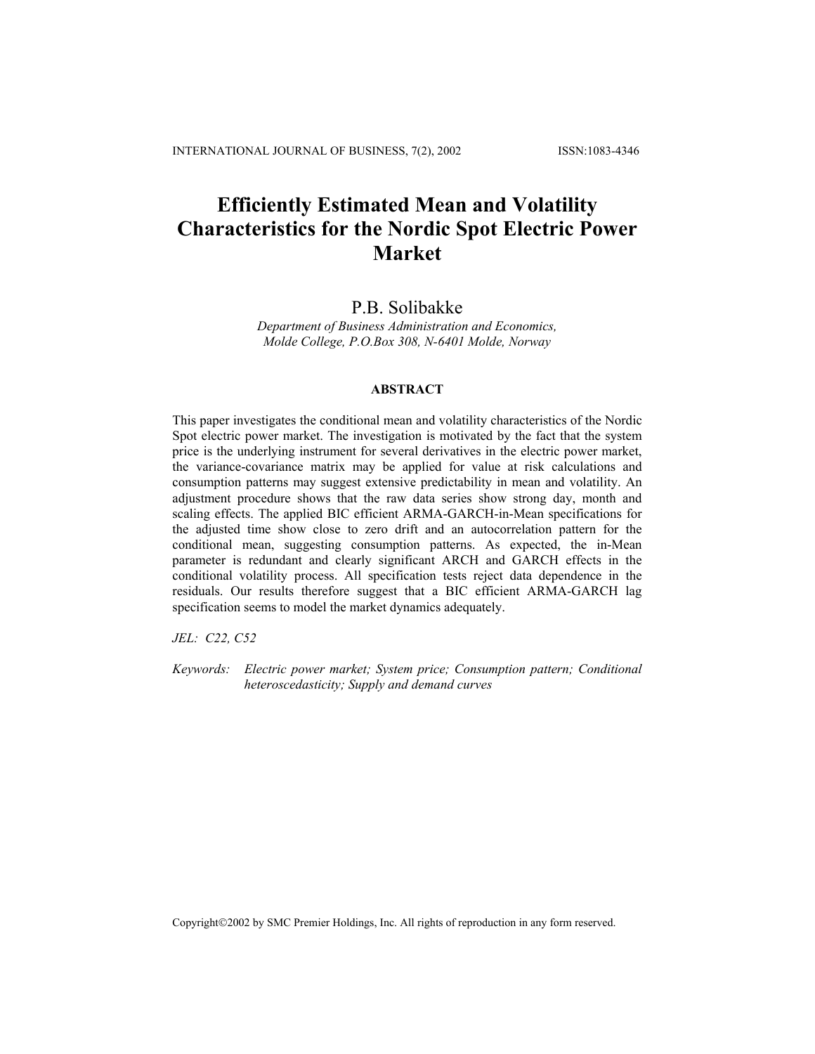# Efficiently Estimated Mean and Volatility Characteristics for the Nordic Spot Electric Power Market

P.B. Solibakke

*Department of Business Administration and Economics, Molde College, P.O.Box 308, N-6401 Molde, Norway*

### ABSTRACT

This paper investigates the conditional mean and volatility characteristics of the Nordic Spot electric power market. The investigation is motivated by the fact that the system price is the underlying instrument for several derivatives in the electric power market, the variance-covariance matrix may be applied for value at risk calculations and consumption patterns may suggest extensive predictability in mean and volatility. An adjustment procedure shows that the raw data series show strong day, month and scaling effects. The applied BIC efficient ARMA-GARCH-in-Mean specifications for the adjusted time show close to zero drift and an autocorrelation pattern for the conditional mean, suggesting consumption patterns. As expected, the in-Mean parameter is redundant and clearly significant ARCH and GARCH effects in the conditional volatility process. All specification tests reject data dependence in the residuals. Our results therefore suggest that a BIC efficient ARMA-GARCH lag specification seems to model the market dynamics adequately.

*JEL: C22, C52*

*Keywords: Electric power market; System price; Consumption pattern; Conditional heteroscedasticity; Supply and demand curves*

Copyright©2002 by SMC Premier Holdings, Inc. All rights of reproduction in any form reserved.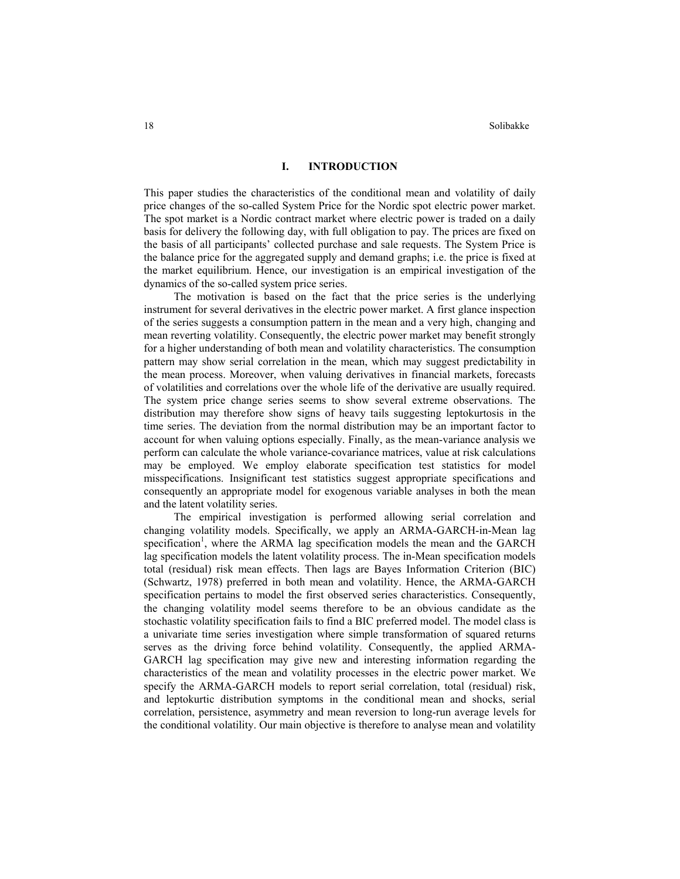## I. INTRODUCTION

This paper studies the characteristics of the conditional mean and volatility of daily price changes of the so-called System Price for the Nordic spot electric power market. The spot market is a Nordic contract market where electric power is traded on a daily basis for delivery the following day, with full obligation to pay. The prices are fixed on the basis of all participants' collected purchase and sale requests. The System Price is the balance price for the aggregated supply and demand graphs; i.e. the price is fixed at the market equilibrium. Hence, our investigation is an empirical investigation of the dynamics of the so-called system price series.

The motivation is based on the fact that the price series is the underlying instrument for several derivatives in the electric power market. A first glance inspection of the series suggests a consumption pattern in the mean and a very high, changing and mean reverting volatility. Consequently, the electric power market may benefit strongly for a higher understanding of both mean and volatility characteristics. The consumption pattern may show serial correlation in the mean, which may suggest predictability in the mean process. Moreover, when valuing derivatives in financial markets, forecasts of volatilities and correlations over the whole life of the derivative are usually required. The system price change series seems to show several extreme observations. The distribution may therefore show signs of heavy tails suggesting leptokurtosis in the time series. The deviation from the normal distribution may be an important factor to account for when valuing options especially. Finally, as the mean-variance analysis we perform can calculate the whole variance-covariance matrices, value at risk calculations may be employed. We employ elaborate specification test statistics for model misspecifications. Insignificant test statistics suggest appropriate specifications and consequently an appropriate model for exogenous variable analyses in both the mean and the latent volatility series.

The empirical investigation is performed allowing serial correlation and changing volatility models. Specifically, we apply an ARMA-GARCH-in-Mean lag specification[1], where the ARMA lag specification models the mean and the GARCH lag specification models the latent volatility process. The in-Mean specification models total (residual) risk mean effects. Then lags are Bayes Information Criterion (BIC) (Schwartz, 1978) preferred in both mean and volatility. Hence, the ARMA-GARCH specification pertains to model the first observed series characteristics. Consequently, the changing volatility model seems therefore to be an obvious candidate as the stochastic volatility specification fails to find a BIC preferred model. The model class is a univariate time series investigation where simple transformation of squared returns serves as the driving force behind volatility. Consequently, the applied ARMA-GARCH lag specification may give new and interesting information regarding the characteristics of the mean and volatility processes in the electric power market. We specify the ARMA-GARCH models to report serial correlation, total (residual) risk, and leptokurtic distribution symptoms in the conditional mean and shocks, serial correlation, persistence, asymmetry and mean reversion to long-run average levels for the conditional volatility. Our main objective is therefore to analyse mean and volatility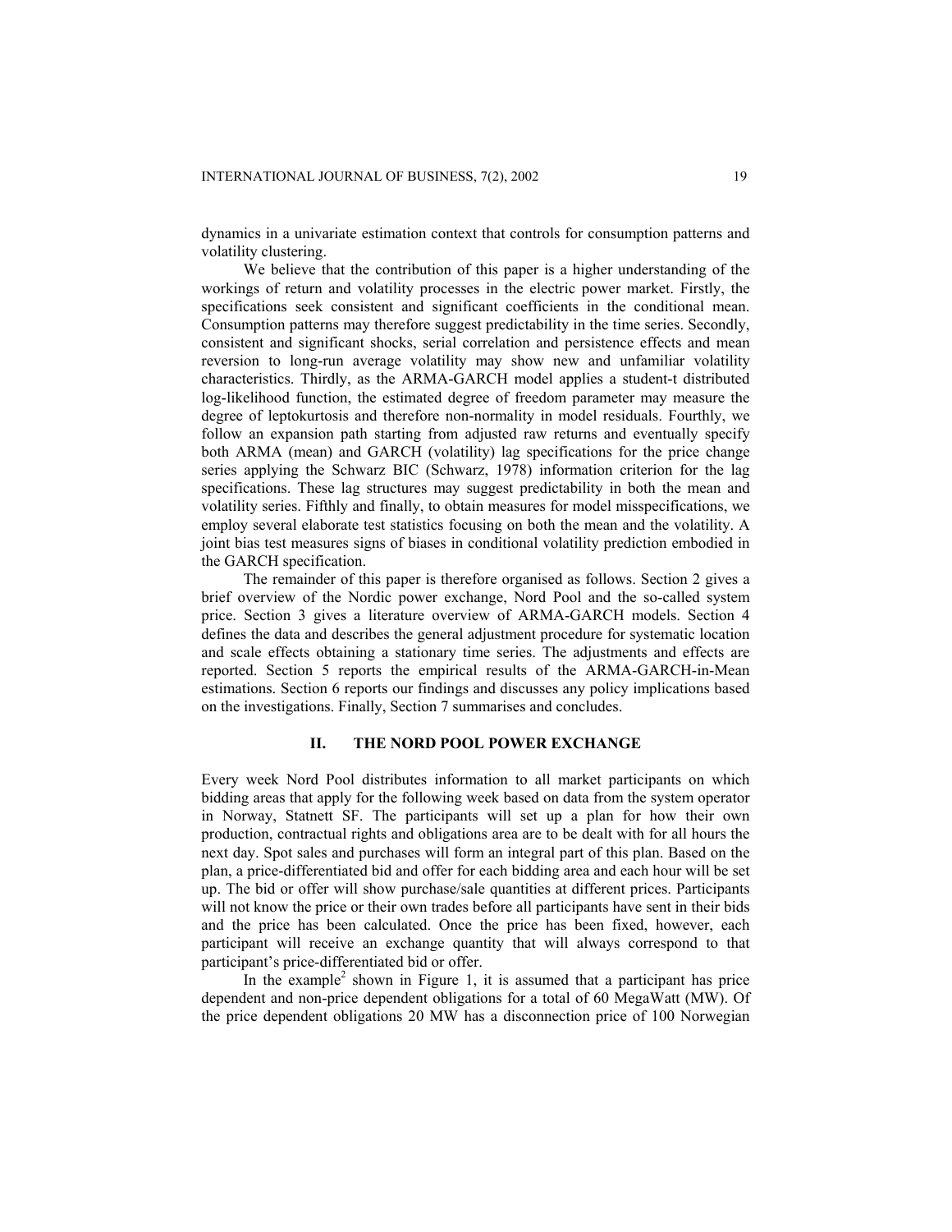dynamics in a univariate estimation context that controls for consumption patterns and volatility clustering.

We believe that the contribution of this paper is a higher understanding of the workings of return and volatility processes in the electric power market. Firstly, the specifications seek consistent and significant coefficients in the conditional mean. Consumption patterns may therefore suggest predictability in the time series. Secondly, consistent and significant shocks, serial correlation and persistence effects and mean reversion to long-run average volatility may show new and unfamiliar volatility characteristics. Thirdly, as the ARMA-GARCH model applies a student-t distributed log-likelihood function, the estimated degree of freedom parameter may measure the degree of leptokurtosis and therefore non-normality in model residuals. Fourthly, we follow an expansion path starting from adjusted raw returns and eventually specify both ARMA (mean) and GARCH (volatility) lag specifications for the price change series applying the Schwarz BIC (Schwarz, 1978) information criterion for the lag specifications. These lag structures may suggest predictability in both the mean and volatility series. Fifthly and finally, to obtain measures for model misspecifications, we employ several elaborate test statistics focusing on both the mean and the volatility. A joint bias test measures signs of biases in conditional volatility prediction embodied in the GARCH specification.

The remainder of this paper is therefore organised as follows. Section 2 gives a brief overview of the Nordic power exchange, Nord Pool and the so-called system price. Section 3 gives a literature overview of ARMA-GARCH models. Section 4 defines the data and describes the general adjustment procedure for systematic location and scale effects obtaining a stationary time series. The adjustments and effects are reported. Section 5 reports the empirical results of the ARMA-GARCH-in-Mean estimations. Section 6 reports our findings and discusses any policy implications based on the investigations. Finally, Section 7 summarises and concludes.

## II. THE NORD POOL POWER EXCHANGE

Every week Nord Pool distributes information to all market participants on which bidding areas that apply for the following week based on data from the system operator in Norway, Statnett SF. The participants will set up a plan for how their own production, contractual rights and obligations area are to be dealt with for all hours the next day. Spot sales and purchases will form an integral part of this plan. Based on the plan, a price-differentiated bid and offer for each bidding area and each hour will be set up. The bid or offer will show purchase/sale quantities at different prices. Participants will not know the price or their own trades before all participants have sent in their bids and the price has been calculated. Once the price has been fixed, however, each participant will receive an exchange quantity that will always correspond to that participant's price-differentiated bid or offer.

In the example[2] shown in Figure 1, it is assumed that a participant has price dependent and non-price dependent obligations for a total of 60 MegaWatt (MW). Of the price dependent obligations 20 MW has a disconnection price of 100 Norwegian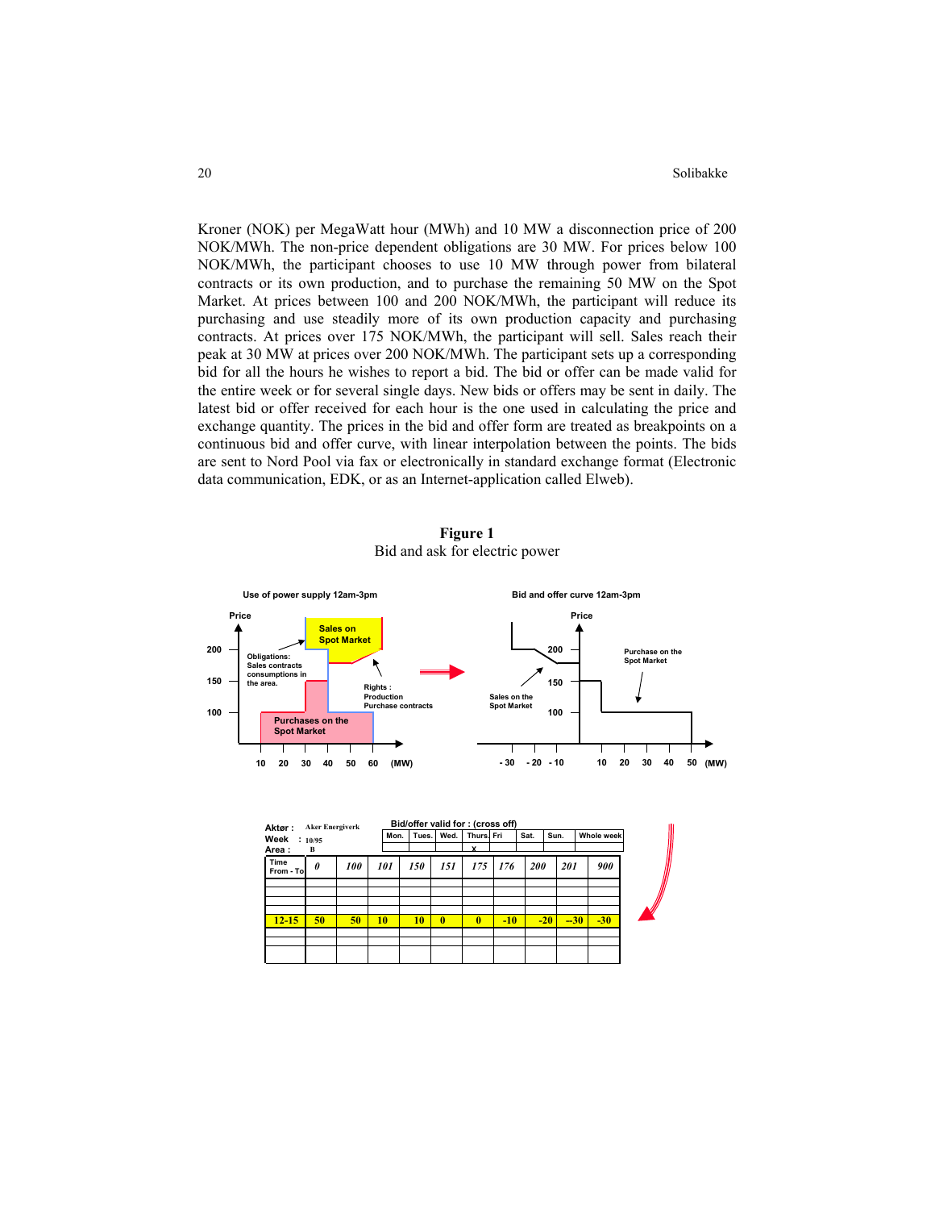Kroner (NOK) per MegaWatt hour (MWh) and 10 MW a disconnection price of 200 NOK/MWh. The non-price dependent obligations are 30 MW. For prices below 100 NOK/MWh, the participant chooses to use 10 MW through power from bilateral contracts or its own production, and to purchase the remaining 50 MW on the Spot Market. At prices between 100 and 200 NOK/MWh, the participant will reduce its purchasing and use steadily more of its own production capacity and purchasing contracts. At prices over 175 NOK/MWh, the participant will sell. Sales reach their peak at 30 MW at prices over 200 NOK/MWh. The participant sets up a corresponding bid for all the hours he wishes to report a bid. The bid or offer can be made valid for the entire week or for several single days. New bids or offers may be sent in daily. The latest bid or offer received for each hour is the one used in calculating the price and exchange quantity. The prices in the bid and offer form are treated as breakpoints on a continuous bid and offer curve, with linear interpolation between the points. The bids are sent to Nord Pool via fax or electronically in standard exchange format (Electronic data communication, EDK, or as an Internet-application called Elweb).

**Figure 1**
Bid and ask for electric power

Use of power supply 12am-3pm

Bid and offer curve 12am-3pm

Aktør : Aker Energiverk
Week : 10/95
Area : B

Bid/offer valid for : (cross off)

| Mon. | Tues. | Wed. | Thurs. | Fri | Sat. | Sun. | Whole week |
|---|---|---|---|---|---|---|---|
| | | | x | | | | |

| Time From - To | 0 | 100 | 101 | 150 | 151 | 175 | 176 | 200 | 201 | 900 |
|---|---|---|---|---|---|---|---|---|---|---|
| | | | | | | | | | | |
| | | | | | | | | | | |
| | | | | | | | | | | |
| | | | | | | | | | | |
| 12-15 | 50 | 50 | 10 | 10 | 0 | 0 | -10 | -20 | --30 | -30 |
| | | | | | | | | | | |
| | | | | | | | | | | |
| | | | | | | | | | | |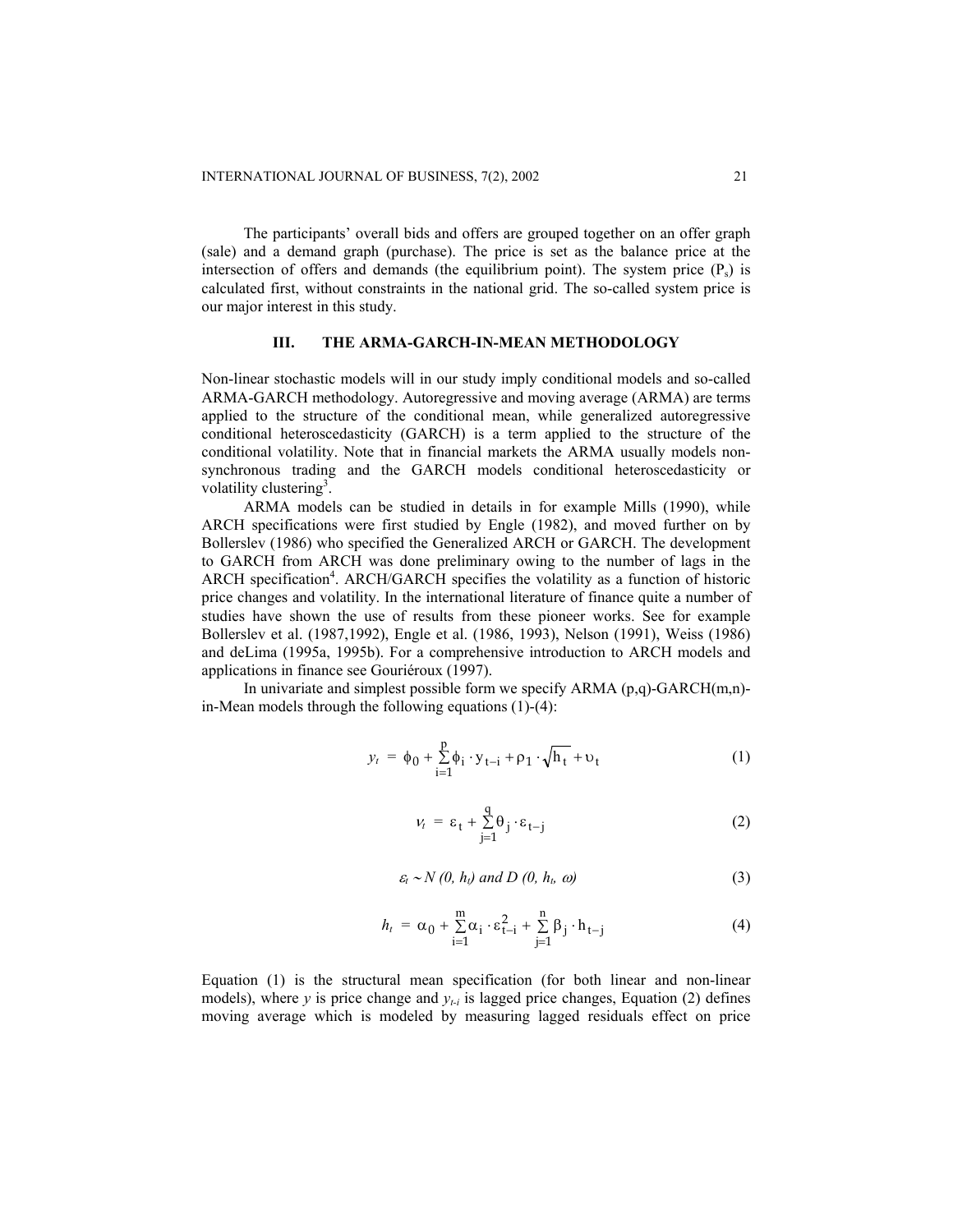The participants' overall bids and offers are grouped together on an offer graph (sale) and a demand graph (purchase). The price is set as the balance price at the intersection of offers and demands (the equilibrium point). The system price ($P_s$) is calculated first, without constraints in the national grid. The so-called system price is our major interest in this study.

## III. THE ARMA-GARCH-IN-MEAN METHODOLOGY

Non-linear stochastic models will in our study imply conditional models and so-called ARMA-GARCH methodology. Autoregressive and moving average (ARMA) are terms applied to the structure of the conditional mean, while generalized autoregressive conditional heteroscedasticity (GARCH) is a term applied to the structure of the conditional volatility. Note that in financial markets the ARMA usually models non-synchronous trading and the GARCH models conditional heteroscedasticity or volatility clustering[3].

ARMA models can be studied in details in for example Mills (1990), while ARCH specifications were first studied by Engle (1982), and moved further on by Bollerslev (1986) who specified the Generalized ARCH or GARCH. The development to GARCH from ARCH was done preliminary owing to the number of lags in the ARCH specification[4]. ARCH/GARCH specifies the volatility as a function of historic price changes and volatility. In the international literature of finance quite a number of studies have shown the use of results from these pioneer works. See for example Bollerslev et al. (1987,1992), Engle et al. (1986, 1993), Nelson (1991), Weiss (1986) and deLima (1995a, 1995b). For a comprehensive introduction to ARCH models and applications in finance see Gouriéroux (1997).

In univariate and simplest possible form we specify ARMA (p,q)-GARCH(m,n)-in-Mean models through the following equations (1)-(4):

$$y_t = \phi_0 + \sum_{i=1}^{p} \phi_i \cdot y_{t-i} + \rho_1 \cdot \sqrt{h_t} + \upsilon_t \tag{1}$$

$$\nu_t = \varepsilon_t + \sum_{j=1}^{q} \theta_j \cdot \varepsilon_{t-j} \tag{2}$$

$$\varepsilon_t \sim N(0, h_t) \text{ and } D(0, h_t, \omega) \tag{3}$$

$$h_t = \alpha_0 + \sum_{i=1}^{m} \alpha_i \cdot \varepsilon_{t-i}^2 + \sum_{j=1}^{n} \beta_j \cdot h_{t-j} \tag{4}$$

Equation (1) is the structural mean specification (for both linear and non-linear models), where $y$ is price change and $y_{t-i}$ is lagged price changes, Equation (2) defines moving average which is modeled by measuring lagged residuals effect on price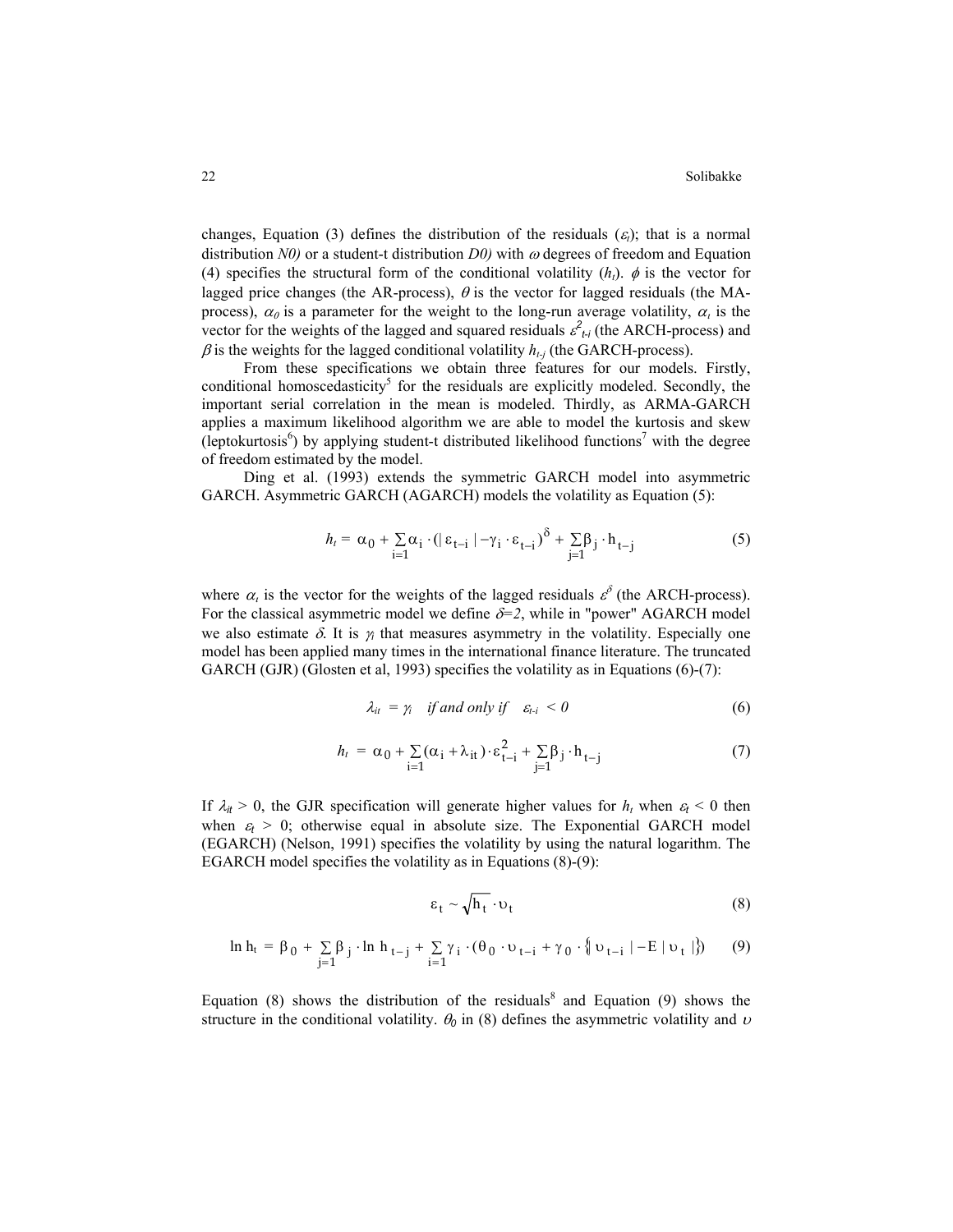changes, Equation (3) defines the distribution of the residuals ($\varepsilon_t$); that is a normal distribution *N0)* or a student-t distribution *D0)* with $\omega$ degrees of freedom and Equation (4) specifies the structural form of the conditional volatility ($h_t$). $\phi$ is the vector for lagged price changes (the AR-process), $\theta$ is the vector for lagged residuals (the MA-process), $\alpha_0$ is a parameter for the weight to the long-run average volatility, $\alpha_i$ is the vector for the weights of the lagged and squared residuals $\varepsilon^2_{t-i}$ (the ARCH-process) and $\beta$ is the weights for the lagged conditional volatility $h_{t-j}$ (the GARCH-process).

From these specifications we obtain three features for our models. Firstly, conditional homoscedasticity[5] for the residuals are explicitly modeled. Secondly, the important serial correlation in the mean is modeled. Thirdly, as ARMA-GARCH applies a maximum likelihood algorithm we are able to model the kurtosis and skew (leptokurtosis[6]) by applying student-t distributed likelihood functions[7] with the degree of freedom estimated by the model.

Ding et al. (1993) extends the symmetric GARCH model into asymmetric GARCH. Asymmetric GARCH (AGARCH) models the volatility as Equation (5):

$$h_t = \alpha_0 + \sum_{i=1} \alpha_i \cdot (|\varepsilon_{t-i}| - \gamma_i \cdot \varepsilon_{t-i})^{\delta} + \sum_{j=1} \beta_j \cdot h_{t-j} \tag{5}$$

where $\alpha_i$ is the vector for the weights of the lagged residuals $\varepsilon^{\delta}$ (the ARCH-process). For the classical asymmetric model we define $\delta$=*2*, while in "power" AGARCH model we also estimate $\delta$. It is $\gamma_i$ that measures asymmetry in the volatility. Especially one model has been applied many times in the international finance literature. The truncated GARCH (GJR) (Glosten et al, 1993) specifies the volatility as in Equations (6)-(7):

$$\lambda_{it} = \gamma_i \quad \textit{if and only if} \quad \varepsilon_{t-i} < 0 \tag{6}$$

$$h_t = \alpha_0 + \sum_{i=1} (\alpha_i + \lambda_{it}) \cdot \varepsilon^2_{t-i} + \sum_{j=1} \beta_j \cdot h_{t-j} \tag{7}$$

If $\lambda_{it} > 0$, the GJR specification will generate higher values for $h_t$ when $\varepsilon_t < 0$ then when $\varepsilon_t > 0$; otherwise equal in absolute size. The Exponential GARCH model (EGARCH) (Nelson, 1991) specifies the volatility by using the natural logarithm. The EGARCH model specifies the volatility as in Equations (8)-(9):

$$\varepsilon_t \sim \sqrt{h_t} \cdot \upsilon_t \tag{8}$$

$$\ln h_t = \beta_0 + \sum_{j=1} \beta_j \cdot \ln h_{t-j} + \sum_{i=1} \gamma_i \cdot (\theta_0 \cdot \upsilon_{t-i} + \gamma_0 \cdot \{|\upsilon_{t-i}| - E|\upsilon_t|\}) \tag{9}$$

Equation (8) shows the distribution of the residuals[8] and Equation (9) shows the structure in the conditional volatility. $\theta_0$ in (8) defines the asymmetric volatility and $\upsilon$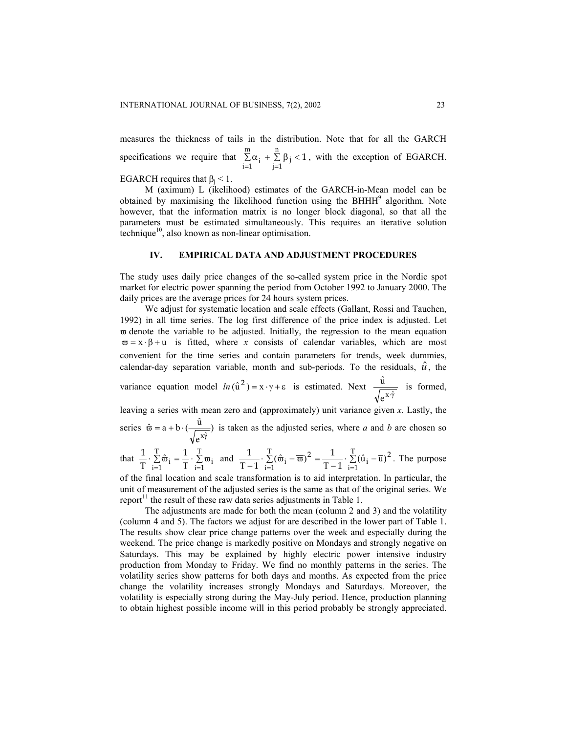measures the thickness of tails in the distribution. Note that for all the GARCH specifications we require that $\sum_{i=1}^{m}\alpha_i + \sum_{j=1}^{n}\beta_j < 1$, with the exception of EGARCH. EGARCH requires that $\beta_j < 1$.

M (aximum) L (ikelihood) estimates of the GARCH-in-Mean model can be obtained by maximising the likelihood function using the BHHH[9] algorithm. Note however, that the information matrix is no longer block diagonal, so that all the parameters must be estimated simultaneously. This requires an iterative solution technique[10], also known as non-linear optimisation.

## IV. EMPIRICAL DATA AND ADJUSTMENT PROCEDURES

The study uses daily price changes of the so-called system price in the Nordic spot market for electric power spanning the period from October 1992 to January 2000. The daily prices are the average prices for 24 hours system prices.

We adjust for systematic location and scale effects (Gallant, Rossi and Tauchen, 1992) in all time series. The log first difference of the price index is adjusted. Let $\varpi$ denote the variable to be adjusted. Initially, the regression to the mean equation $\varpi = x \cdot \beta + u$ is fitted, where *x* consists of calendar variables, which are most convenient for the time series and contain parameters for trends, week dummies, calendar-day separation variable, month and sub-periods. To the residuals, $\hat{u}$, the variance equation model $ln(\hat{u}^2) = x \cdot \gamma + \varepsilon$ is estimated. Next $\frac{\hat{u}}{\sqrt{e^{x \cdot \hat{\gamma}}}}$ is formed, leaving a series with mean zero and (approximately) unit variance given *x*. Lastly, the series $\hat{\varpi} = a + b \cdot \left(\frac{\hat{u}}{\sqrt{e^{x\hat{\gamma}}}}\right)$ is taken as the adjusted series, where *a* and *b* are chosen so that $\frac{1}{T} \cdot \sum_{i=1}^{T} \hat{\varpi}_i = \frac{1}{T} \cdot \sum_{i=1}^{T} \varpi_i$ and $\frac{1}{T-1} \cdot \sum_{i=1}^{T} (\hat{\varpi}_i - \overline{\varpi})^2 = \frac{1}{T-1} \cdot \sum_{i=1}^{T} (\hat{u}_i - \overline{u})^2$. The purpose of the final location and scale transformation is to aid interpretation. In particular, the unit of measurement of the adjusted series is the same as that of the original series. We report[11] the result of these raw data series adjustments in Table 1.

The adjustments are made for both the mean (column 2 and 3) and the volatility (column 4 and 5). The factors we adjust for are described in the lower part of Table 1. The results show clear price change patterns over the week and especially during the weekend. The price change is markedly positive on Mondays and strongly negative on Saturdays. This may be explained by highly electric power intensive industry production from Monday to Friday. We find no monthly patterns in the series. The volatility series show patterns for both days and months. As expected from the price change the volatility increases strongly Mondays and Saturdays. Moreover, the volatility is especially strong during the May-July period. Hence, production planning to obtain highest possible income will in this period probably be strongly appreciated.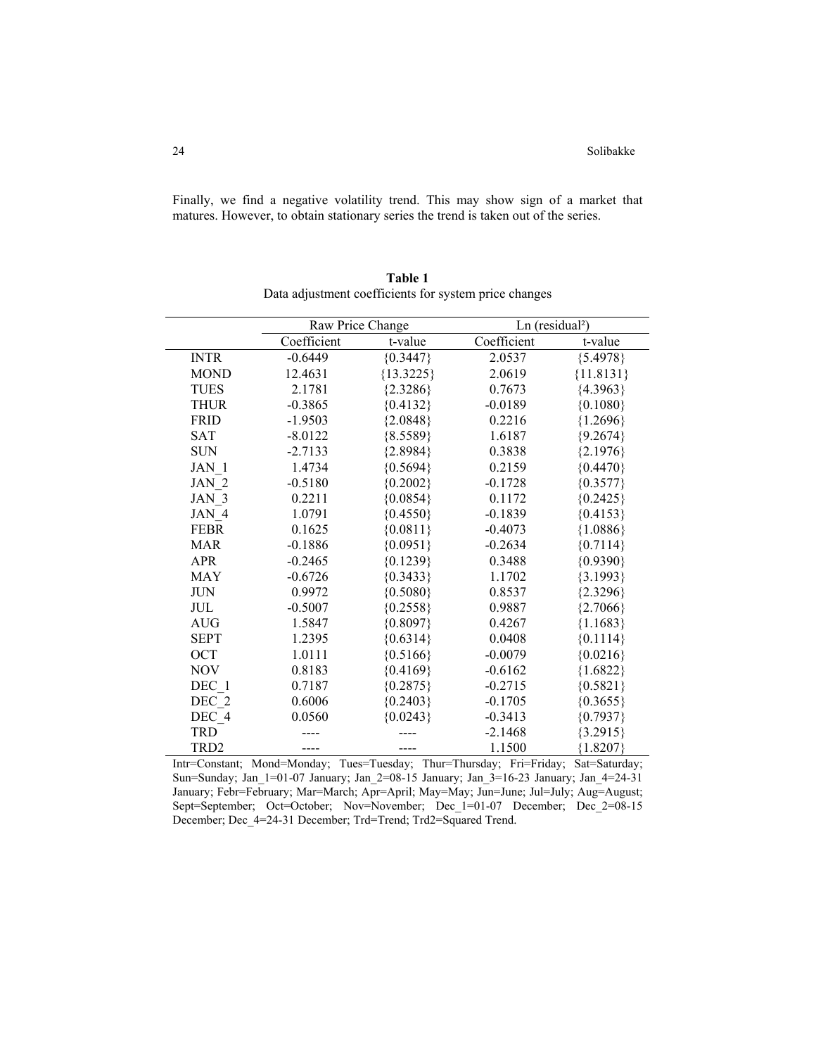Finally, we find a negative volatility trend. This may show sign of a market that matures. However, to obtain stationary series the trend is taken out of the series.

**Table 1**
Data adjustment coefficients for system price changes

| | Raw Price Change | | Ln (residual²) | |
|---|---|---|---|---|
| | Coefficient | t-value | Coefficient | t-value |
| INTR | -0.6449 | {0.3447} | 2.0537 | {5.4978} |
| MOND | 12.4631 | {13.3225} | 2.0619 | {11.8131} |
| TUES | 2.1781 | {2.3286} | 0.7673 | {4.3963} |
| THUR | -0.3865 | {0.4132} | -0.0189 | {0.1080} |
| FRID | -1.9503 | {2.0848} | 0.2216 | {1.2696} |
| SAT | -8.0122 | {8.5589} | 1.6187 | {9.2674} |
| SUN | -2.7133 | {2.8984} | 0.3838 | {2.1976} |
| JAN_1 | 1.4734 | {0.5694} | 0.2159 | {0.4470} |
| JAN_2 | -0.5180 | {0.2002} | -0.1728 | {0.3577} |
| JAN_3 | 0.2211 | {0.0854} | 0.1172 | {0.2425} |
| JAN_4 | 1.0791 | {0.4550} | -0.1839 | {0.4153} |
| FEBR | 0.1625 | {0.0811} | -0.4073 | {1.0886} |
| MAR | -0.1886 | {0.0951} | -0.2634 | {0.7114} |
| APR | -0.2465 | {0.1239} | 0.3488 | {0.9390} |
| MAY | -0.6726 | {0.3433} | 1.1702 | {3.1993} |
| JUN | 0.9972 | {0.5080} | 0.8537 | {2.3296} |
| JUL | -0.5007 | {0.2558} | 0.9887 | {2.7066} |
| AUG | 1.5847 | {0.8097} | 0.4267 | {1.1683} |
| SEPT | 1.2395 | {0.6314} | 0.0408 | {0.1114} |
| OCT | 1.0111 | {0.5166} | -0.0079 | {0.0216} |
| NOV | 0.8183 | {0.4169} | -0.6162 | {1.6822} |
| DEC_1 | 0.7187 | {0.2875} | -0.2715 | {0.5821} |
| DEC_2 | 0.6006 | {0.2403} | -0.1705 | {0.3655} |
| DEC_4 | 0.0560 | {0.0243} | -0.3413 | {0.7937} |
| TRD | ---- | ---- | -2.1468 | {3.2915} |
| TRD2 | ---- | ---- | 1.1500 | {1.8207} |

Intr=Constant; Mond=Monday; Tues=Tuesday; Thur=Thursday; Fri=Friday; Sat=Saturday; Sun=Sunday; Jan_1=01-07 January; Jan_2=08-15 January; Jan_3=16-23 January; Jan_4=24-31 January; Febr=February; Mar=March; Apr=April; May=May; Jun=June; Jul=July; Aug=August; Sept=September; Oct=October; Nov=November; Dec_1=01-07 December; Dec_2=08-15 December; Dec_4=24-31 December; Trd=Trend; Trd2=Squared Trend.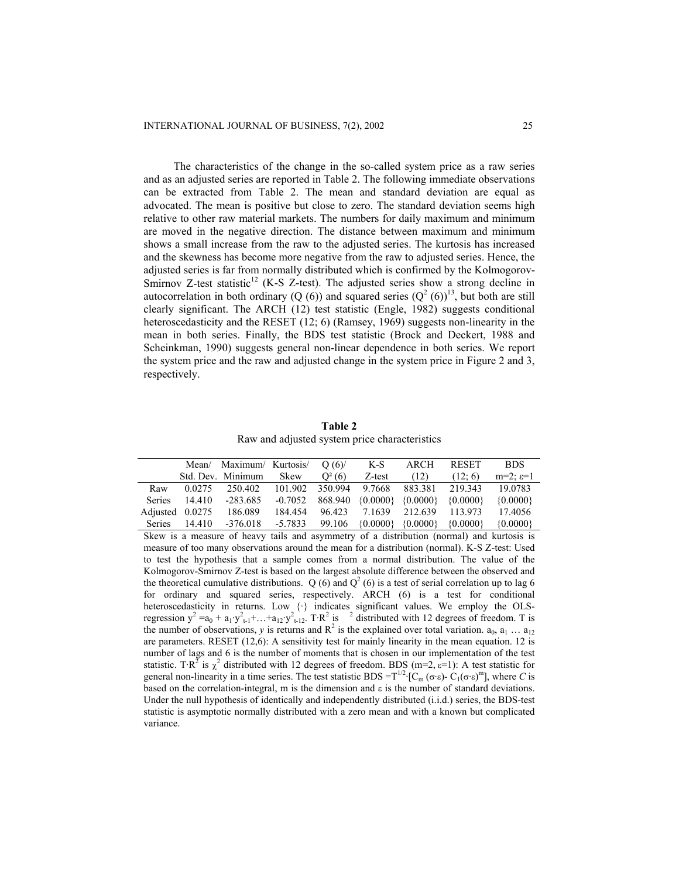The characteristics of the change in the so-called system price as a raw series and as an adjusted series are reported in Table 2. The following immediate observations can be extracted from Table 2. The mean and standard deviation are equal as advocated. The mean is positive but close to zero. The standard deviation seems high relative to other raw material markets. The numbers for daily maximum and minimum are moved in the negative direction. The distance between maximum and minimum shows a small increase from the raw to the adjusted series. The kurtosis has increased and the skewness has become more negative from the raw to adjusted series. Hence, the adjusted series is far from normally distributed which is confirmed by the Kolmogorov-Smirnov Z-test statistic[12] (K-S Z-test). The adjusted series show a strong decline in autocorrelation in both ordinary (Q (6)) and squared series ($Q^2$ (6))[13], but both are still clearly significant. The ARCH (12) test statistic (Engle, 1982) suggests conditional heteroscedasticity and the RESET (12; 6) (Ramsey, 1969) suggests non-linearity in the mean in both series. Finally, the BDS test statistic (Brock and Deckert, 1988 and Scheinkman, 1990) suggests general non-linear dependence in both series. We report the system price and the raw and adjusted change in the system price in Figure 2 and 3, respectively.

**Table 2**

Raw and adjusted system price characteristics

| | Mean/ Std. Dev. | Maximum/ Minimum | Kurtosis/ Skew | Q (6)/ $Q^2$ (6) | K-S Z-test | ARCH (12) | RESET (12; 6) | BDS m=2; ε=1 |
|---|---|---|---|---|---|---|---|---|
| Raw | 0.0275 | 250.402 | 101.902 | 350.994 | 9.7668 | 883.381 | 219.343 | 19.0783 |
| Series | 14.410 | -283.685 | -0.7052 | 868.940 | {0.0000} | {0.0000} | {0.0000} | {0.0000} |
| Adjusted | 0.0275 | 186.089 | 184.454 | 96.423 | 7.1639 | 212.639 | 113.973 | 17.4056 |
| Series | 14.410 | -376.018 | -5.7833 | 99.106 | {0.0000} | {0.0000} | {0.0000} | {0.0000} |

Skew is a measure of heavy tails and asymmetry of a distribution (normal) and kurtosis is measure of too many observations around the mean for a distribution (normal). K-S Z-test: Used to test the hypothesis that a sample comes from a normal distribution. The value of the Kolmogorov-Smirnov Z-test is based on the largest absolute difference between the observed and the theoretical cumulative distributions. Q (6) and $Q^2$ (6) is a test of serial correlation up to lag 6 for ordinary and squared series, respectively. ARCH (6) is a test for conditional heteroscedasticity in returns. Low {·} indicates significant values. We employ the OLS-regression $y^2 = a_0 + a_1 \cdot y^2_{t-1} + \ldots + a_{12} \cdot y^2_{t-12}$. $T \cdot R^2$ is $\chi^2$ distributed with 12 degrees of freedom. T is the number of observations, *y* is returns and $R^2$ is the explained over total variation. $a_0, a_1 \ldots a_{12}$ are parameters. RESET (12,6): A sensitivity test for mainly linearity in the mean equation. 12 is number of lags and 6 is the number of moments that is chosen in our implementation of the test statistic. $T \cdot R^2$ is $\chi^2$ distributed with 12 degrees of freedom. BDS (m=2, ε=1): A test statistic for general non-linearity in a time series. The test statistic $BDS = T^{1/2} \cdot [C_m(\sigma \cdot \varepsilon) - C_1(\sigma \cdot \varepsilon)^m]$, where *C* is based on the correlation-integral, m is the dimension and ε is the number of standard deviations. Under the null hypothesis of identically and independently distributed (i.i.d.) series, the BDS-test statistic is asymptotic normally distributed with a zero mean and with a known but complicated variance.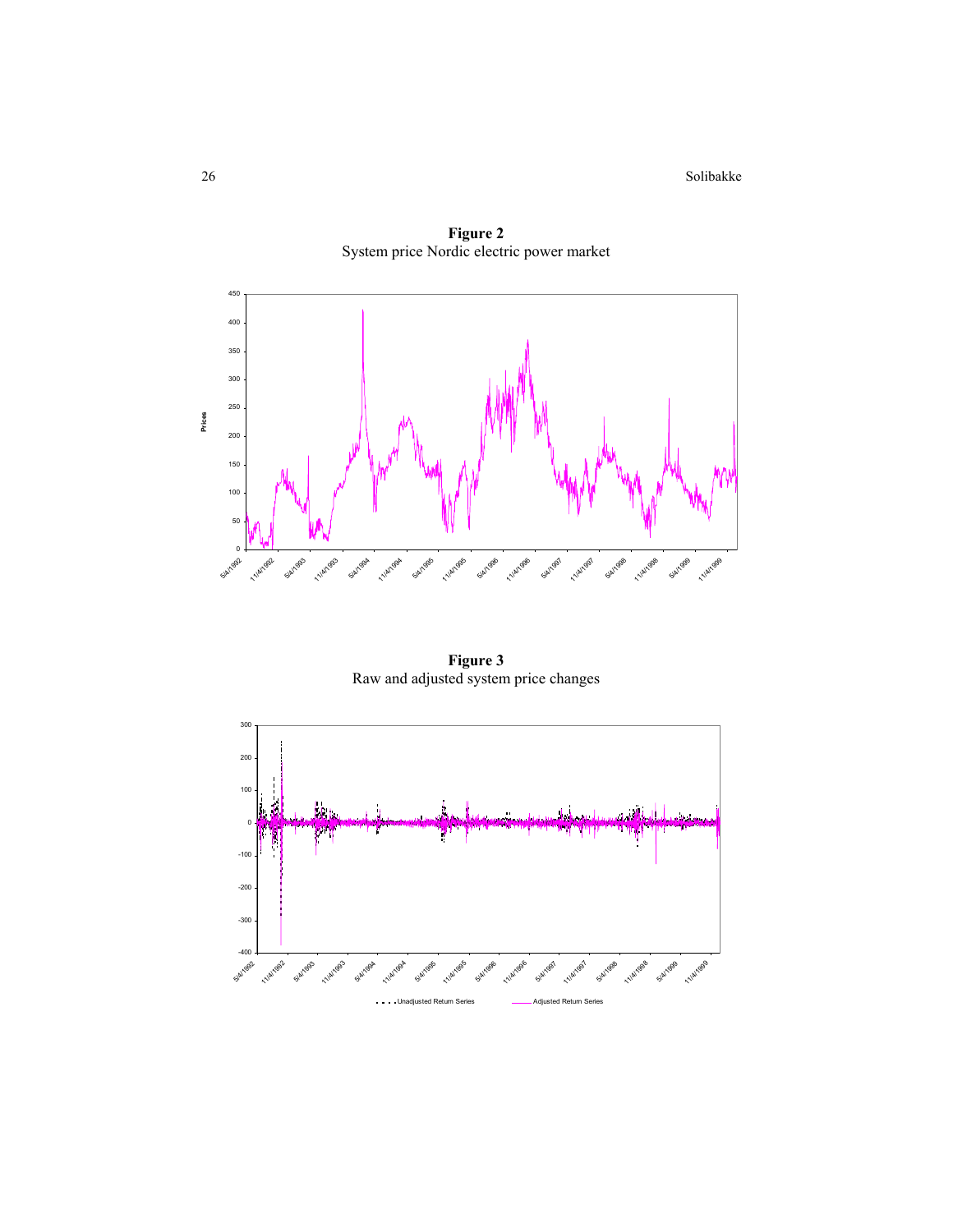**Figure 2**
System price Nordic electric power market

**Figure 3**
Raw and adjusted system price changes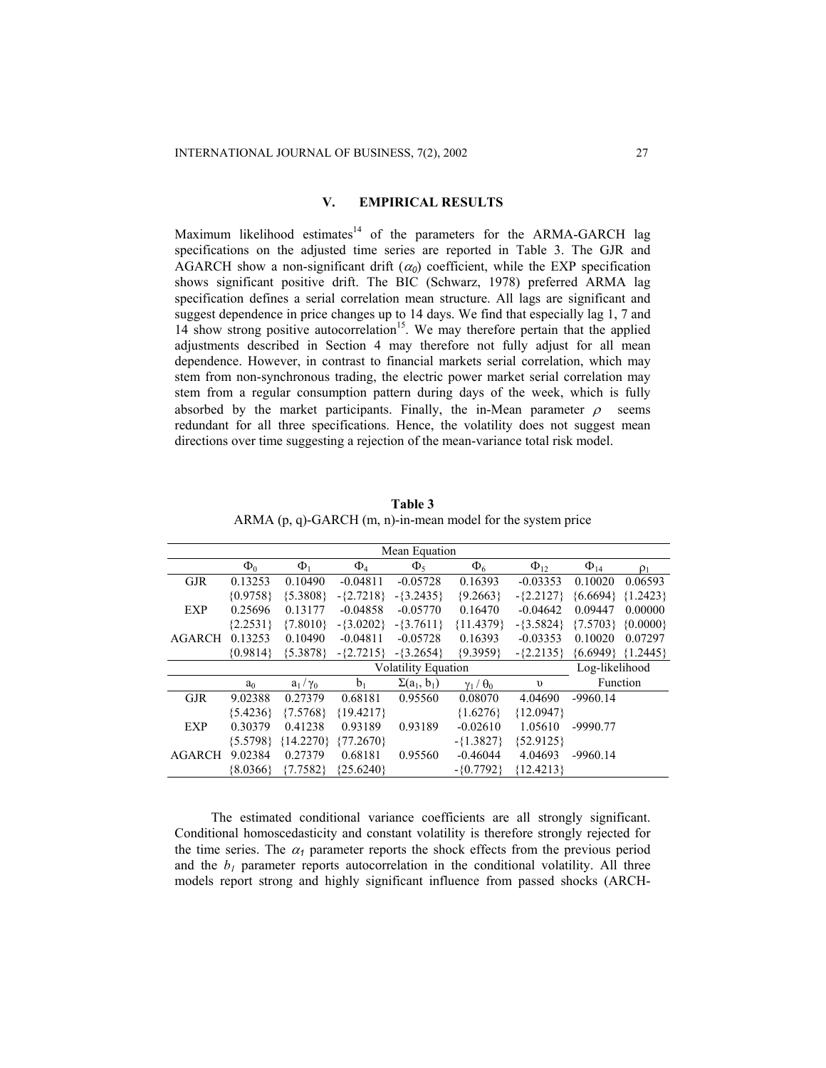## V. EMPIRICAL RESULTS

Maximum likelihood estimates[14] of the parameters for the ARMA-GARCH lag specifications on the adjusted time series are reported in Table 3. The GJR and AGARCH show a non-significant drift ($\alpha_0$) coefficient, while the EXP specification shows significant positive drift. The BIC (Schwarz, 1978) preferred ARMA lag specification defines a serial correlation mean structure. All lags are significant and suggest dependence in price changes up to 14 days. We find that especially lag 1, 7 and 14 show strong positive autocorrelation[15]. We may therefore pertain that the applied adjustments described in Section 4 may therefore not fully adjust for all mean dependence. However, in contrast to financial markets serial correlation, which may stem from non-synchronous trading, the electric power market serial correlation may stem from a regular consumption pattern during days of the week, which is fully absorbed by the market participants. Finally, the in-Mean parameter $\rho$ seems redundant for all three specifications. Hence, the volatility does not suggest mean directions over time suggesting a rejection of the mean-variance total risk model.

**Table 3**
ARMA (p, q)-GARCH (m, n)-in-mean model for the system price

| | Mean Equation | | | | | | | |
|---|---|---|---|---|---|---|---|---|
| | $\Phi_0$ | $\Phi_1$ | $\Phi_4$ | $\Phi_5$ | $\Phi_6$ | $\Phi_{12}$ | $\Phi_{14}$ | $\rho_1$ |
| GJR | 0.13253 | 0.10490 | -0.04811 | -0.05728 | 0.16393 | -0.03353 | 0.10020 | 0.06593 |
| | {0.9758} | {5.3808} | -{2.7218} | -{3.2435} | {9.2663} | -{2.2127} | {6.6694} | {1.2423} |
| EXP | 0.25696 | 0.13177 | -0.04858 | -0.05770 | 0.16470 | -0.04642 | 0.09447 | 0.00000 |
| | {2.2531} | {7.8010} | -{3.0202} | -{3.7611} | {11.4379} | -{3.5824} | {7.5703} | {0.0000} |
| AGARCH | 0.13253 | 0.10490 | -0.04811 | -0.05728 | 0.16393 | -0.03353 | 0.10020 | 0.07297 |
| | {0.9814} | {5.3878} | -{2.7215} | -{3.2654} | {9.3959} | -{2.2135} | {6.6949} | {1.2445} |
| | Volatility Equation | | | | | | Log-likelihood Function | |
| | $a_0$ | $a_1 / \gamma_0$ | $b_1$ | $\Sigma(a_1, b_1)$ | $\gamma_1 / \theta_0$ | $\upsilon$ | | |
| GJR | 9.02388 | 0.27379 | 0.68181 | 0.95560 | 0.08070 | 4.04690 | -9960.14 | |
| | {5.4236} | {7.5768} | {19.4217} | | {1.6276} | {12.0947} | | |
| EXP | 0.30379 | 0.41238 | 0.93189 | 0.93189 | -0.02610 | 1.05610 | -9990.77 | |
| | {5.5798} | {14.2270} | {77.2670} | | -{1.3827} | {52.9125} | | |
| AGARCH | 9.02384 | 0.27379 | 0.68181 | 0.95560 | -0.46044 | 4.04693 | -9960.14 | |
| | {8.0366} | {7.7582} | {25.6240} | | -{0.7792} | {12.4213} | | |

The estimated conditional variance coefficients are all strongly significant. Conditional homoscedasticity and constant volatility is therefore strongly rejected for the time series. The $\alpha_1$ parameter reports the shock effects from the previous period and the $b_1$ parameter reports autocorrelation in the conditional volatility. All three models report strong and highly significant influence from passed shocks (ARCH-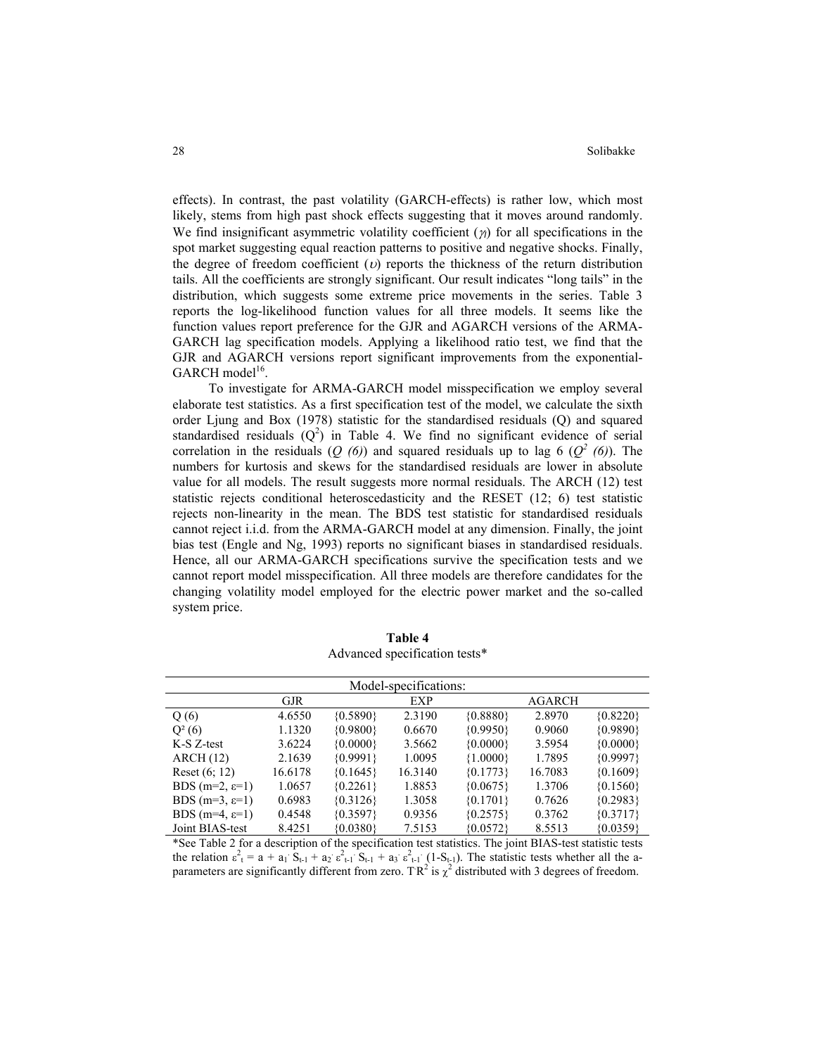effects). In contrast, the past volatility (GARCH-effects) is rather low, which most likely, stems from high past shock effects suggesting that it moves around randomly. We find insignificant asymmetric volatility coefficient ($\gamma_i$) for all specifications in the spot market suggesting equal reaction patterns to positive and negative shocks. Finally, the degree of freedom coefficient ($\upsilon$) reports the thickness of the return distribution tails. All the coefficients are strongly significant. Our result indicates "long tails" in the distribution, which suggests some extreme price movements in the series. Table 3 reports the log-likelihood function values for all three models. It seems like the function values report preference for the GJR and AGARCH versions of the ARMA-GARCH lag specification models. Applying a likelihood ratio test, we find that the GJR and AGARCH versions report significant improvements from the exponential-GARCH model[16].

To investigate for ARMA-GARCH model misspecification we employ several elaborate test statistics. As a first specification test of the model, we calculate the sixth order Ljung and Box (1978) statistic for the standardised residuals (Q) and squared standardised residuals ($Q^2$) in Table 4. We find no significant evidence of serial correlation in the residuals (*Q (6)*) and squared residuals up to lag 6 (*$Q^2$ (6)*). The numbers for kurtosis and skews for the standardised residuals are lower in absolute value for all models. The result suggests more normal residuals. The ARCH (12) test statistic rejects conditional heteroscedasticity and the RESET (12; 6) test statistic rejects non-linearity in the mean. The BDS test statistic for standardised residuals cannot reject i.i.d. from the ARMA-GARCH model at any dimension. Finally, the joint bias test (Engle and Ng, 1993) reports no significant biases in standardised residuals. Hence, all our ARMA-GARCH specifications survive the specification tests and we cannot report model misspecification. All three models are therefore candidates for the changing volatility model employed for the electric power market and the so-called system price.

**Table 4**
Advanced specification tests*

| | Model-specifications: | | | | | |
|---|---|---|---|---|---|---|
| | GJR | | EXP | | AGARCH | |
| Q (6) | 4.6550 | {0.5890} | 2.3190 | {0.8880} | 2.8970 | {0.8220} |
| $Q^2$ (6) | 1.1320 | {0.9800} | 0.6670 | {0.9950} | 0.9060 | {0.9890} |
| K-S Z-test | 3.6224 | {0.0000} | 3.5662 | {0.0000} | 3.5954 | {0.0000} |
| ARCH (12) | 2.1639 | {0.9991} | 1.0095 | {1.0000} | 1.7895 | {0.9997} |
| Reset (6; 12) | 16.6178 | {0.1645} | 16.3140 | {0.1773} | 16.7083 | {0.1609} |
| BDS (m=2, $\varepsilon$=1) | 1.0657 | {0.2261} | 1.8853 | {0.0675} | 1.3706 | {0.1560} |
| BDS (m=3, $\varepsilon$=1) | 0.6983 | {0.3126} | 1.3058 | {0.1701} | 0.7626 | {0.2983} |
| BDS (m=4, $\varepsilon$=1) | 0.4548 | {0.3597} | 0.9356 | {0.2575} | 0.3762 | {0.3717} |
| Joint BIAS-test | 8.4251 | {0.0380} | 7.5153 | {0.0572} | 8.5513 | {0.0359} |

*See Table 2 for a description of the specification test statistics. The joint BIAS-test statistic tests the relation $\varepsilon^2_t = a + a_1 \cdot S_{t-1} + a_2 \cdot \varepsilon^2_{t-1} \cdot S_{t-1} + a_3 \cdot \varepsilon^2_{t-1} \cdot (1-S_{t-1})$. The statistic tests whether all the a-parameters are significantly different from zero. $T \cdot R^2$ is $\chi^2$ distributed with 3 degrees of freedom.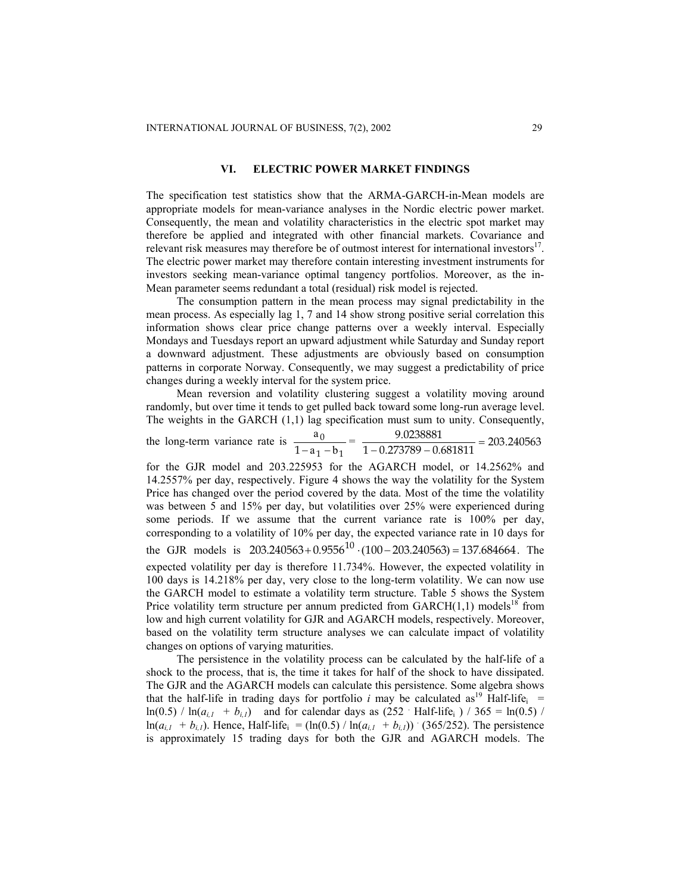## VI. ELECTRIC POWER MARKET FINDINGS

The specification test statistics show that the ARMA-GARCH-in-Mean models are appropriate models for mean-variance analyses in the Nordic electric power market. Consequently, the mean and volatility characteristics in the electric spot market may therefore be applied and integrated with other financial markets. Covariance and relevant risk measures may therefore be of outmost interest for international investors[17]. The electric power market may therefore contain interesting investment instruments for investors seeking mean-variance optimal tangency portfolios. Moreover, as the in-Mean parameter seems redundant a total (residual) risk model is rejected.

The consumption pattern in the mean process may signal predictability in the mean process. As especially lag 1, 7 and 14 show strong positive serial correlation this information shows clear price change patterns over a weekly interval. Especially Mondays and Tuesdays report an upward adjustment while Saturday and Sunday report a downward adjustment. These adjustments are obviously based on consumption patterns in corporate Norway. Consequently, we may suggest a predictability of price changes during a weekly interval for the system price.

Mean reversion and volatility clustering suggest a volatility moving around randomly, but over time it tends to get pulled back toward some long-run average level. The weights in the GARCH (1,1) lag specification must sum to unity. Consequently, the long-term variance rate is $\dfrac{a_0}{1-a_1-b_1} = \dfrac{9.0238881}{1-0.273789-0.681811} = 203.240563$ for the GJR model and 203.225953 for the AGARCH model, or 14.2562% and 14.2557% per day, respectively. Figure 4 shows the way the volatility for the System Price has changed over the period covered by the data. Most of the time the volatility was between 5 and 15% per day, but volatilities over 25% were experienced during some periods. If we assume that the current variance rate is 100% per day, corresponding to a volatility of 10% per day, the expected variance rate in 10 days for the GJR models is $203.240563 + 0.9556^{10} \cdot (100 - 203.240563) = 137.684664$. The expected volatility per day is therefore 11.734%. However, the expected volatility in 100 days is 14.218% per day, very close to the long-term volatility. We can now use the GARCH model to estimate a volatility term structure. Table 5 shows the System Price volatility term structure per annum predicted from GARCH(1,1) models[18] from low and high current volatility for GJR and AGARCH models, respectively. Moreover, based on the volatility term structure analyses we can calculate impact of volatility changes on options of varying maturities.

The persistence in the volatility process can be calculated by the half-life of a shock to the process, that is, the time it takes for half of the shock to have dissipated. The GJR and the AGARCH models can calculate this persistence. Some algebra shows that the half-life in trading days for portfolio $i$ may be calculated as[19] Half-life$_i$ = $\ln(0.5) / \ln(a_{i,1} + b_{i,1})$ and for calendar days as $(252 \cdot \text{Half-life}_i) / 365 = \ln(0.5) / \ln(a_{i,1} + b_{i,1})$. Hence, Half-life$_i$ = $(\ln(0.5) / \ln(a_{i,1} + b_{i,1})) \cdot (365/252)$. The persistence is approximately 15 trading days for both the GJR and AGARCH models. The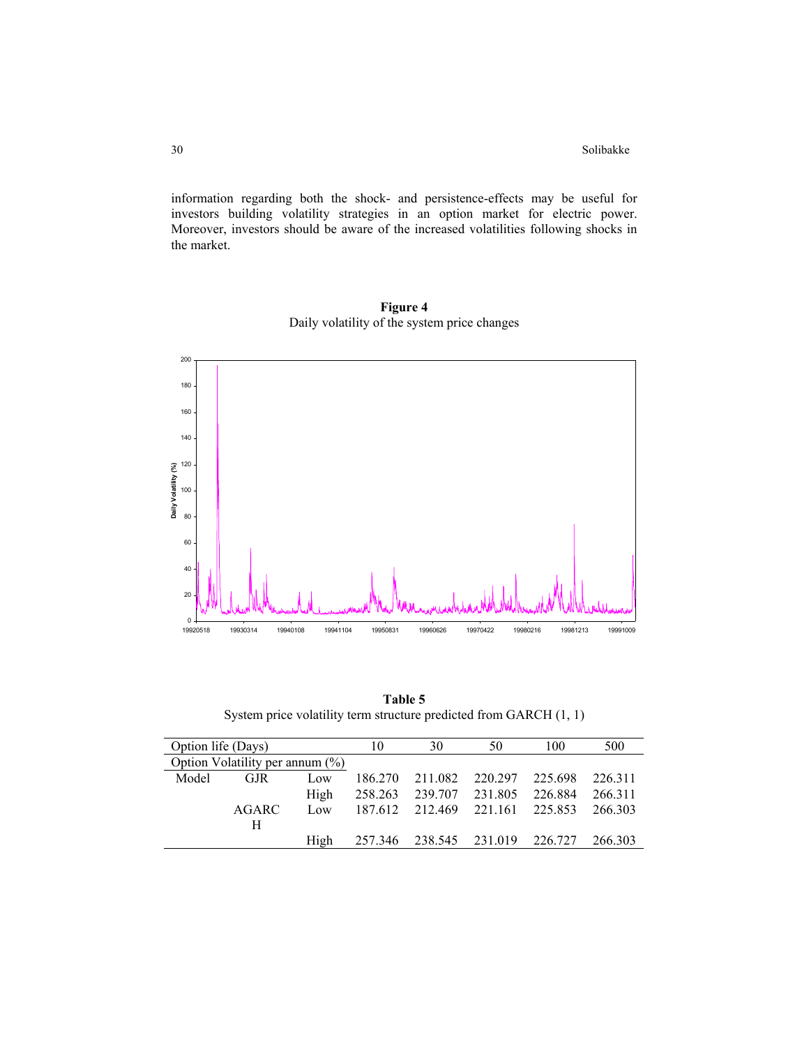information regarding both the shock- and persistence-effects may be useful for investors building volatility strategies in an option market for electric power. Moreover, investors should be aware of the increased volatilities following shocks in the market.

**Figure 4**
Daily volatility of the system price changes

**Table 5**
System price volatility term structure predicted from GARCH (1, 1)

| Option life (Days) | | | 10 | 30 | 50 | 100 | 500 |
|---|---|---|---|---|---|---|---|
| Option Volatility per annum (%) | | | | | | | |
| Model | GJR | Low | 186.270 | 211.082 | 220.297 | 225.698 | 226.311 |
| | | High | 258.263 | 239.707 | 231.805 | 226.884 | 266.311 |
| | AGARCH | Low | 187.612 | 212.469 | 221.161 | 225.853 | 266.303 |
| | | High | 257.346 | 238.545 | 231.019 | 226.727 | 266.303 |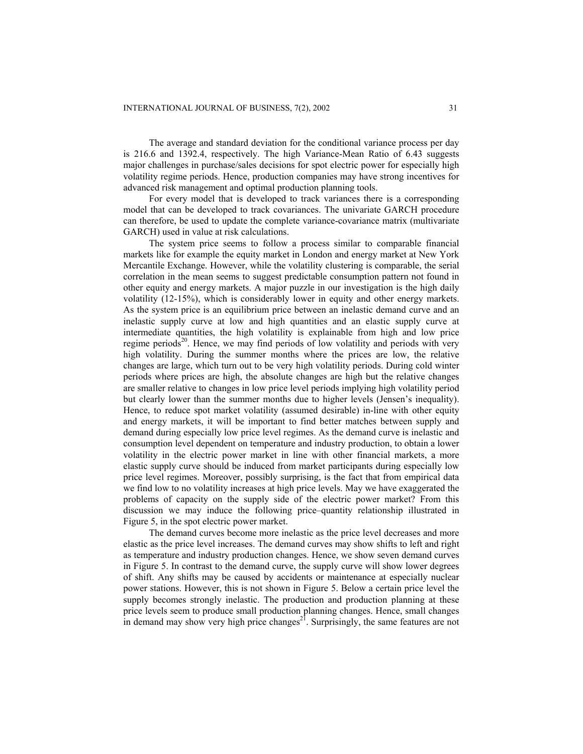The average and standard deviation for the conditional variance process per day is 216.6 and 1392.4, respectively. The high Variance-Mean Ratio of 6.43 suggests major challenges in purchase/sales decisions for spot electric power for especially high volatility regime periods. Hence, production companies may have strong incentives for advanced risk management and optimal production planning tools.

For every model that is developed to track variances there is a corresponding model that can be developed to track covariances. The univariate GARCH procedure can therefore, be used to update the complete variance-covariance matrix (multivariate GARCH) used in value at risk calculations.

The system price seems to follow a process similar to comparable financial markets like for example the equity market in London and energy market at New York Mercantile Exchange. However, while the volatility clustering is comparable, the serial correlation in the mean seems to suggest predictable consumption pattern not found in other equity and energy markets. A major puzzle in our investigation is the high daily volatility (12-15%), which is considerably lower in equity and other energy markets. As the system price is an equilibrium price between an inelastic demand curve and an inelastic supply curve at low and high quantities and an elastic supply curve at intermediate quantities, the high volatility is explainable from high and low price regime periods[20]. Hence, we may find periods of low volatility and periods with very high volatility. During the summer months where the prices are low, the relative changes are large, which turn out to be very high volatility periods. During cold winter periods where prices are high, the absolute changes are high but the relative changes are smaller relative to changes in low price level periods implying high volatility period but clearly lower than the summer months due to higher levels (Jensen's inequality). Hence, to reduce spot market volatility (assumed desirable) in-line with other equity and energy markets, it will be important to find better matches between supply and demand during especially low price level regimes. As the demand curve is inelastic and consumption level dependent on temperature and industry production, to obtain a lower volatility in the electric power market in line with other financial markets, a more elastic supply curve should be induced from market participants during especially low price level regimes. Moreover, possibly surprising, is the fact that from empirical data we find low to no volatility increases at high price levels. May we have exaggerated the problems of capacity on the supply side of the electric power market? From this discussion we may induce the following price–quantity relationship illustrated in Figure 5, in the spot electric power market.

The demand curves become more inelastic as the price level decreases and more elastic as the price level increases. The demand curves may show shifts to left and right as temperature and industry production changes. Hence, we show seven demand curves in Figure 5. In contrast to the demand curve, the supply curve will show lower degrees of shift. Any shifts may be caused by accidents or maintenance at especially nuclear power stations. However, this is not shown in Figure 5. Below a certain price level the supply becomes strongly inelastic. The production and production planning at these price levels seem to produce small production planning changes. Hence, small changes in demand may show very high price changes[21]. Surprisingly, the same features are not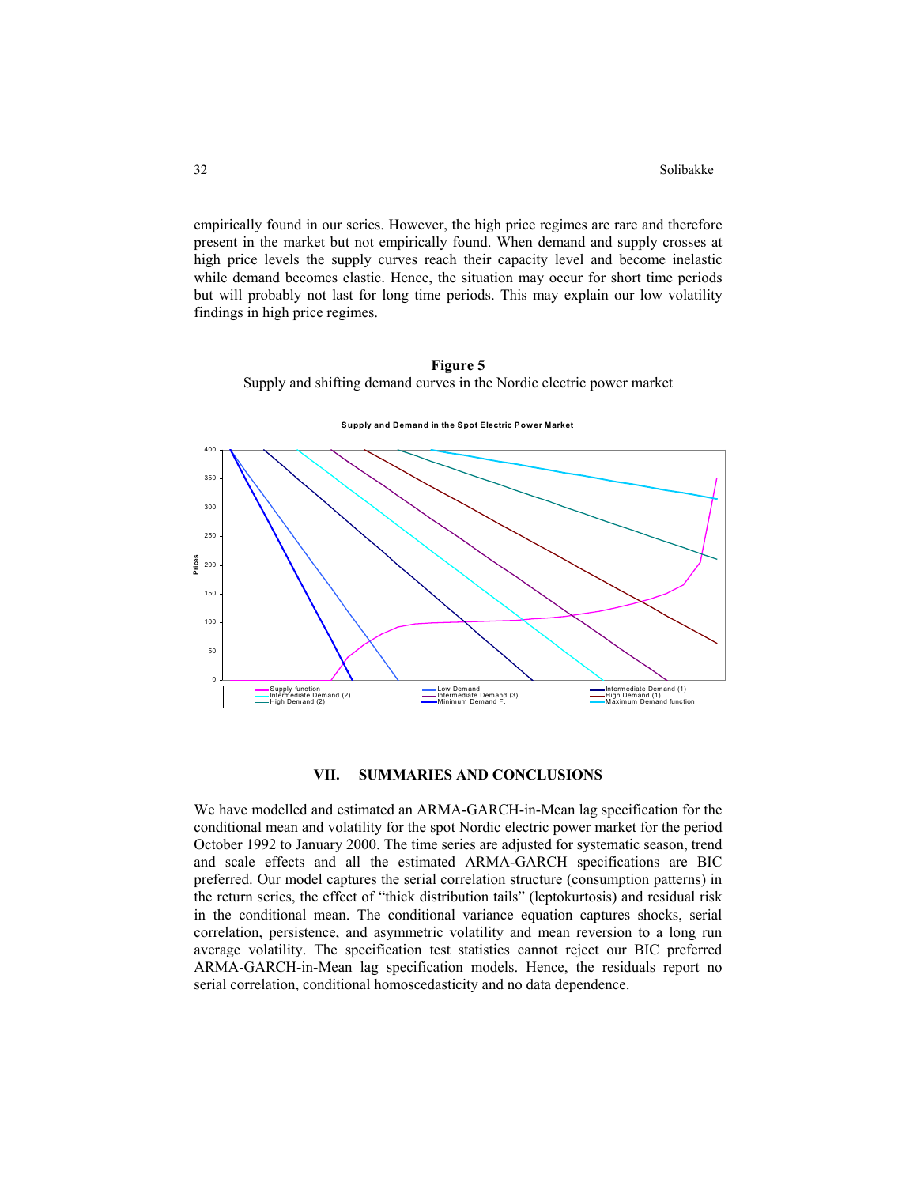empirically found in our series. However, the high price regimes are rare and therefore present in the market but not empirically found. When demand and supply crosses at high price levels the supply curves reach their capacity level and become inelastic while demand becomes elastic. Hence, the situation may occur for short time periods but will probably not last for long time periods. This may explain our low volatility findings in high price regimes.

**Figure 5**

Supply and shifting demand curves in the Nordic electric power market

## VII. SUMMARIES AND CONCLUSIONS

We have modelled and estimated an ARMA-GARCH-in-Mean lag specification for the conditional mean and volatility for the spot Nordic electric power market for the period October 1992 to January 2000. The time series are adjusted for systematic season, trend and scale effects and all the estimated ARMA-GARCH specifications are BIC preferred. Our model captures the serial correlation structure (consumption patterns) in the return series, the effect of "thick distribution tails" (leptokurtosis) and residual risk in the conditional mean. The conditional variance equation captures shocks, serial correlation, persistence, and asymmetric volatility and mean reversion to a long run average volatility. The specification test statistics cannot reject our BIC preferred ARMA-GARCH-in-Mean lag specification models. Hence, the residuals report no serial correlation, conditional homoscedasticity and no data dependence.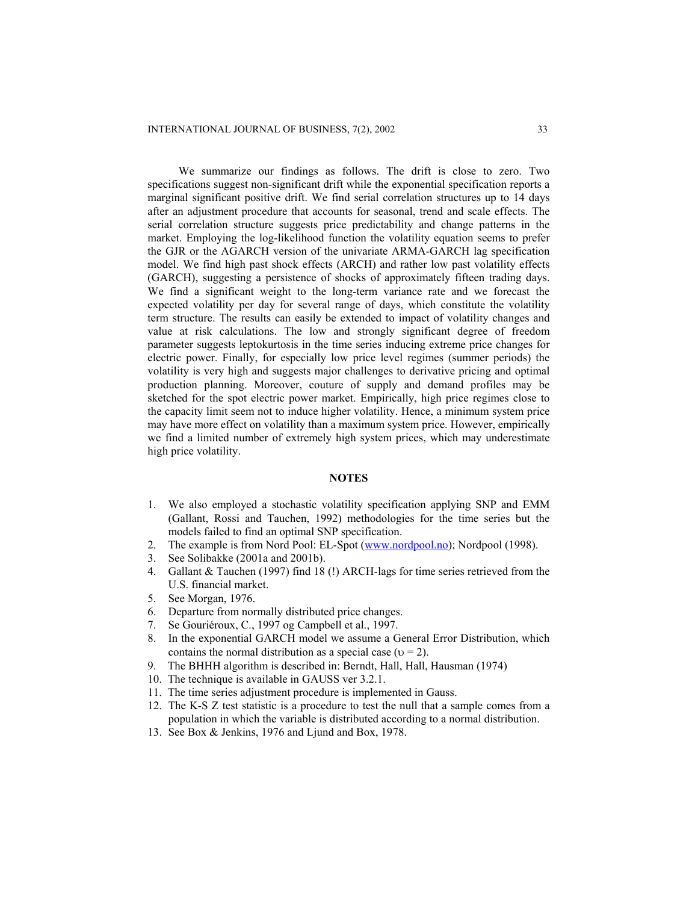We summarize our findings as follows. The drift is close to zero. Two specifications suggest non-significant drift while the exponential specification reports a marginal significant positive drift. We find serial correlation structures up to 14 days after an adjustment procedure that accounts for seasonal, trend and scale effects. The serial correlation structure suggests price predictability and change patterns in the market. Employing the log-likelihood function the volatility equation seems to prefer the GJR or the AGARCH version of the univariate ARMA-GARCH lag specification model. We find high past shock effects (ARCH) and rather low past volatility effects (GARCH), suggesting a persistence of shocks of approximately fifteen trading days. We find a significant weight to the long-term variance rate and we forecast the expected volatility per day for several range of days, which constitute the volatility term structure. The results can easily be extended to impact of volatility changes and value at risk calculations. The low and strongly significant degree of freedom parameter suggests leptokurtosis in the time series inducing extreme price changes for electric power. Finally, for especially low price level regimes (summer periods) the volatility is very high and suggests major challenges to derivative pricing and optimal production planning. Moreover, couture of supply and demand profiles may be sketched for the spot electric power market. Empirically, high price regimes close to the capacity limit seem not to induce higher volatility. Hence, a minimum system price may have more effect on volatility than a maximum system price. However, empirically we find a limited number of extremely high system prices, which may underestimate high price volatility.

## NOTES

1. We also employed a stochastic volatility specification applying SNP and EMM (Gallant, Rossi and Tauchen, 1992) methodologies for the time series but the models failed to find an optimal SNP specification.
2. The example is from Nord Pool: EL-Spot (www.nordpool.no); Nordpool (1998).
3. See Solibakke (2001a and 2001b).
4. Gallant & Tauchen (1997) find 18 (!) ARCH-lags for time series retrieved from the U.S. financial market.
5. See Morgan, 1976.
6. Departure from normally distributed price changes.
7. Se Gouriéroux, C., 1997 og Campbell et al., 1997.
8. In the exponential GARCH model we assume a General Error Distribution, which contains the normal distribution as a special case ($\upsilon = 2$).
9. The BHHH algorithm is described in: Berndt, Hall, Hall, Hausman (1974)
10. The technique is available in GAUSS ver 3.2.1.
11. The time series adjustment procedure is implemented in Gauss.
12. The K-S Z test statistic is a procedure to test the null that a sample comes from a population in which the variable is distributed according to a normal distribution.
13. See Box & Jenkins, 1976 and Ljund and Box, 1978.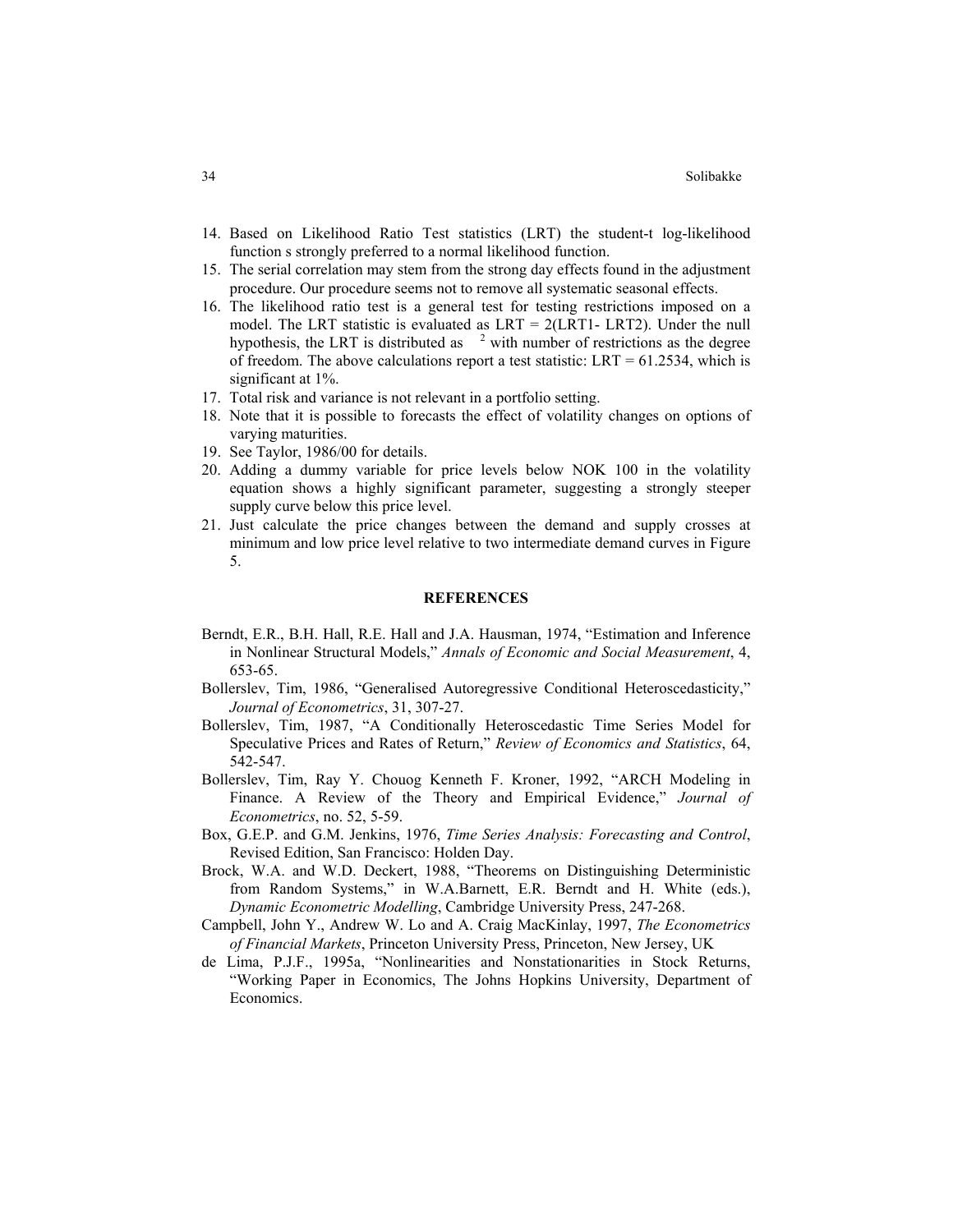14. Based on Likelihood Ratio Test statistics (LRT) the student-t log-likelihood function s strongly preferred to a normal likelihood function.
15. The serial correlation may stem from the strong day effects found in the adjustment procedure. Our procedure seems not to remove all systematic seasonal effects.
16. The likelihood ratio test is a general test for testing restrictions imposed on a model. The LRT statistic is evaluated as LRT = 2(LRT1- LRT2). Under the null hypothesis, the LRT is distributed as $^2$ with number of restrictions as the degree of freedom. The above calculations report a test statistic: LRT = 61.2534, which is significant at 1%.
17. Total risk and variance is not relevant in a portfolio setting.
18. Note that it is possible to forecasts the effect of volatility changes on options of varying maturities.
19. See Taylor, 1986/00 for details.
20. Adding a dummy variable for price levels below NOK 100 in the volatility equation shows a highly significant parameter, suggesting a strongly steeper supply curve below this price level.
21. Just calculate the price changes between the demand and supply crosses at minimum and low price level relative to two intermediate demand curves in Figure 5.

## REFERENCES

Berndt, E.R., B.H. Hall, R.E. Hall and J.A. Hausman, 1974, "Estimation and Inference in Nonlinear Structural Models," *Annals of Economic and Social Measurement*, 4, 653-65.

Bollerslev, Tim, 1986, "Generalised Autoregressive Conditional Heteroscedasticity," *Journal of Econometrics*, 31, 307-27.

Bollerslev, Tim, 1987, "A Conditionally Heteroscedastic Time Series Model for Speculative Prices and Rates of Return," *Review of Economics and Statistics*, 64, 542-547.

Bollerslev, Tim, Ray Y. Chouog Kenneth F. Kroner, 1992, "ARCH Modeling in Finance. A Review of the Theory and Empirical Evidence," *Journal of Econometrics*, no. 52, 5-59.

Box, G.E.P. and G.M. Jenkins, 1976, *Time Series Analysis: Forecasting and Control*, Revised Edition, San Francisco: Holden Day.

Brock, W.A. and W.D. Deckert, 1988, "Theorems on Distinguishing Deterministic from Random Systems," in W.A.Barnett, E.R. Berndt and H. White (eds.), *Dynamic Econometric Modelling*, Cambridge University Press, 247-268.

Campbell, John Y., Andrew W. Lo and A. Craig MacKinlay, 1997, *The Econometrics of Financial Markets*, Princeton University Press, Princeton, New Jersey, UK

de Lima, P.J.F., 1995a, "Nonlinearities and Nonstationarities in Stock Returns, "Working Paper in Economics, The Johns Hopkins University, Department of Economics.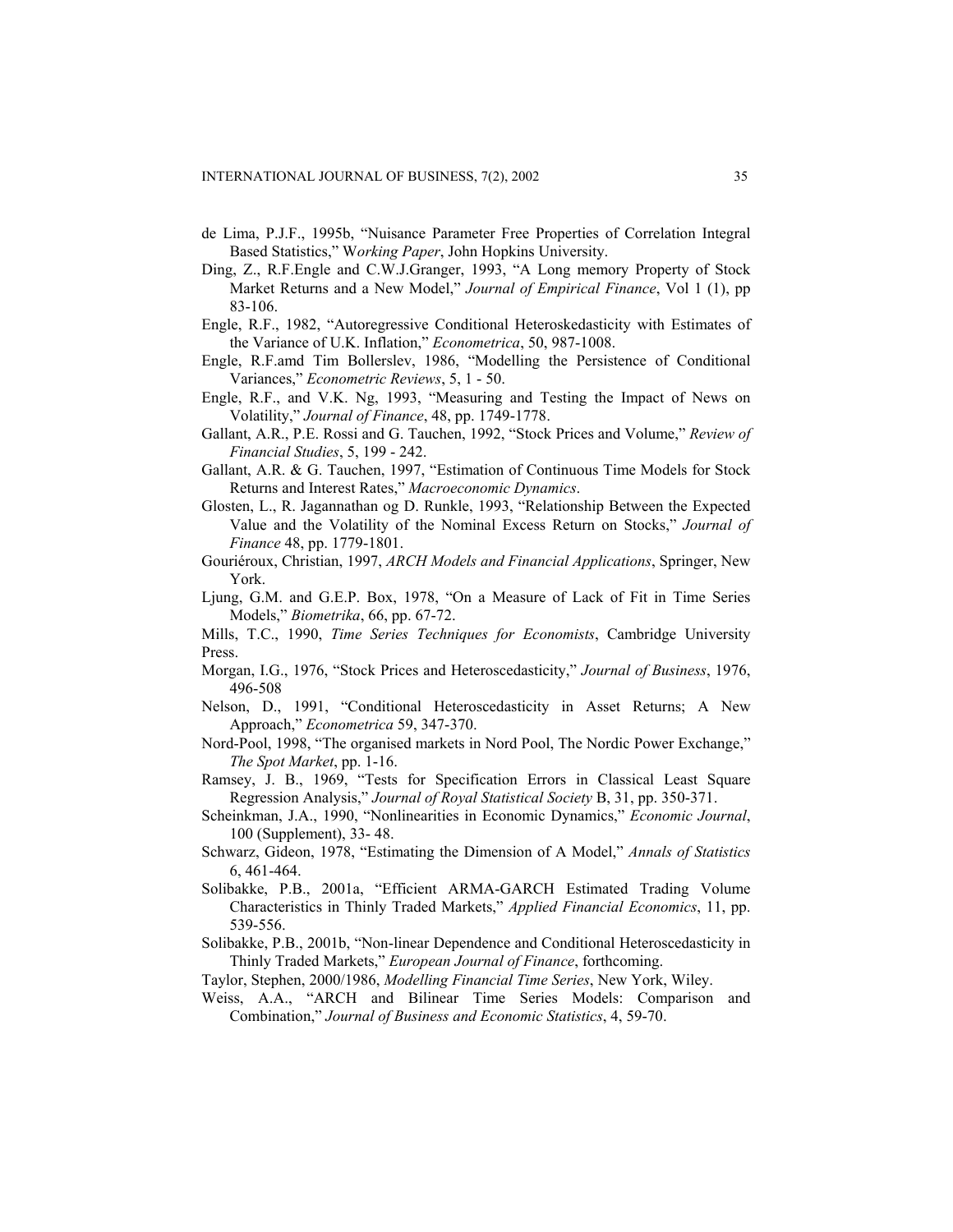de Lima, P.J.F., 1995b, "Nuisance Parameter Free Properties of Correlation Integral Based Statistics," W*orking Paper*, John Hopkins University.

Ding, Z., R.F.Engle and C.W.J.Granger, 1993, "A Long memory Property of Stock Market Returns and a New Model," *Journal of Empirical Finance*, Vol 1 (1), pp 83-106.

Engle, R.F., 1982, "Autoregressive Conditional Heteroskedasticity with Estimates of the Variance of U.K. Inflation," *Econometrica*, 50, 987-1008.

Engle, R.F.amd Tim Bollerslev, 1986, "Modelling the Persistence of Conditional Variances," *Econometric Reviews*, 5, 1 - 50.

Engle, R.F., and V.K. Ng, 1993, "Measuring and Testing the Impact of News on Volatility," *Journal of Finance*, 48, pp. 1749-1778.

Gallant, A.R., P.E. Rossi and G. Tauchen, 1992, "Stock Prices and Volume," *Review of Financial Studies*, 5, 199 - 242.

Gallant, A.R. & G. Tauchen, 1997, "Estimation of Continuous Time Models for Stock Returns and Interest Rates," *Macroeconomic Dynamics*.

Glosten, L., R. Jagannathan og D. Runkle, 1993, "Relationship Between the Expected Value and the Volatility of the Nominal Excess Return on Stocks," *Journal of Finance* 48, pp. 1779-1801.

Gouriéroux, Christian, 1997, *ARCH Models and Financial Applications*, Springer, New York.

Ljung, G.M. and G.E.P. Box, 1978, "On a Measure of Lack of Fit in Time Series Models," *Biometrika*, 66, pp. 67-72.

Mills, T.C., 1990, *Time Series Techniques for Economists*, Cambridge University Press.

Morgan, I.G., 1976, "Stock Prices and Heteroscedasticity," *Journal of Business*, 1976, 496-508

Nelson, D., 1991, "Conditional Heteroscedasticity in Asset Returns; A New Approach," *Econometrica* 59, 347-370.

Nord-Pool, 1998, "The organised markets in Nord Pool, The Nordic Power Exchange," *The Spot Market*, pp. 1-16.

Ramsey, J. B., 1969, "Tests for Specification Errors in Classical Least Square Regression Analysis," *Journal of Royal Statistical Society* B, 31, pp. 350-371.

Scheinkman, J.A., 1990, "Nonlinearities in Economic Dynamics," *Economic Journal*, 100 (Supplement), 33- 48.

Schwarz, Gideon, 1978, "Estimating the Dimension of A Model," *Annals of Statistics* 6, 461-464.

Solibakke, P.B., 2001a, "Efficient ARMA-GARCH Estimated Trading Volume Characteristics in Thinly Traded Markets," *Applied Financial Economics*, 11, pp. 539-556.

Solibakke, P.B., 2001b, "Non-linear Dependence and Conditional Heteroscedasticity in Thinly Traded Markets," *European Journal of Finance*, forthcoming.

Taylor, Stephen, 2000/1986, *Modelling Financial Time Series*, New York, Wiley.

Weiss, A.A., "ARCH and Bilinear Time Series Models: Comparison and Combination," *Journal of Business and Economic Statistics*, 4, 59-70.